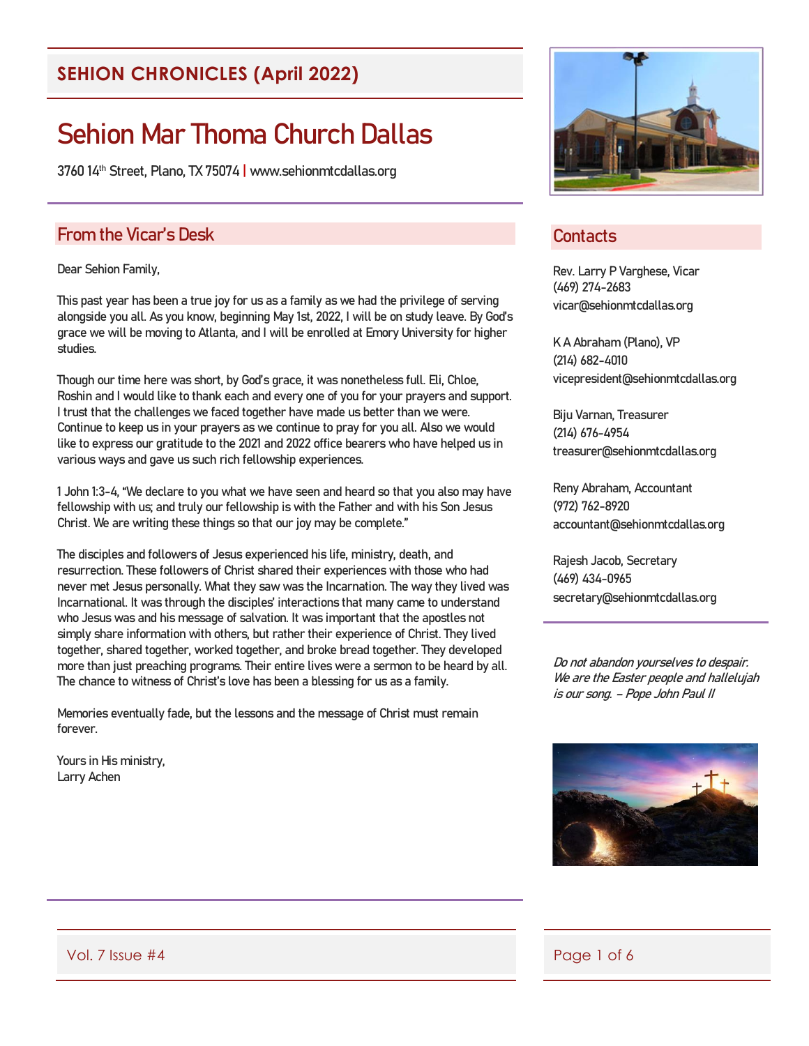# SEHION CHRONICLES (April 2022)

# Sehion Mar Thoma Church Dallas

3760 14th Street, Plano, TX 75074 | www.sehionmtcdallas.org

## From the Vicar's Desk

Dear Sehion Family,

This past year has been a true joy for us as a family as we had the privilege of serving alongside you all. As you know, beginning May 1st, 2022, I will be on study leave. By God's grace we will be moving to Atlanta, and I will be enrolled at Emory University for higher studies.

Though our time here was short, by God's grace, it was nonetheless full. Eli, Chloe, Roshin and I would like to thank each and every one of you for your prayers and support. I trust that the challenges we faced together have made us better than we were. Continue to keep us in your prayers as we continue to pray for you all. Also we would like to express our gratitude to the 2021 and 2022 office bearers who have helped us in various ways and gave us such rich fellowship experiences.

1 John 1:3-4, "We declare to you what we have seen and heard so that you also may have fellowship with us; and truly our fellowship is with the Father and with his Son Jesus Christ. We are writing these things so that our joy may be complete."

The disciples and followers of Jesus experienced his life, ministry, death, and resurrection. These followers of Christ shared their experiences with those who had never met Jesus personally. What they saw was the Incarnation. The way they lived was Incarnational. It was through the disciples' interactions that many came to understand who Jesus was and his message of salvation. It was important that the apostles not simply share information with others, but rather their experience of Christ. They lived together, shared together, worked together, and broke bread together. They developed more than just preaching programs. Their entire lives were a sermon to be heard by all. The chance to witness of Christ's love has been a blessing for us as a family.

Memories eventually fade, but the lessons and the message of Christ must remain forever.

Yours in His ministry,
Larry Achen

## Contacts

Rev. Larry P Varghese, Vicar
(469) 274-2683
vicar@sehionmtcdallas.org

K A Abraham (Plano), VP
(214) 682-4010
vicepresident@sehionmtcdallas.org

Biju Varnan, Treasurer
(214) 676-4954
treasurer@sehionmtcdallas.org

Reny Abraham, Accountant
(972) 762-8920
accountant@sehionmtcdallas.org

Rajesh Jacob, Secretary
(469) 434-0965
secretary@sehionmtcdallas.org

*Do not abandon yourselves to despair. We are the Easter people and hallelujah is our song. – Pope John Paul II*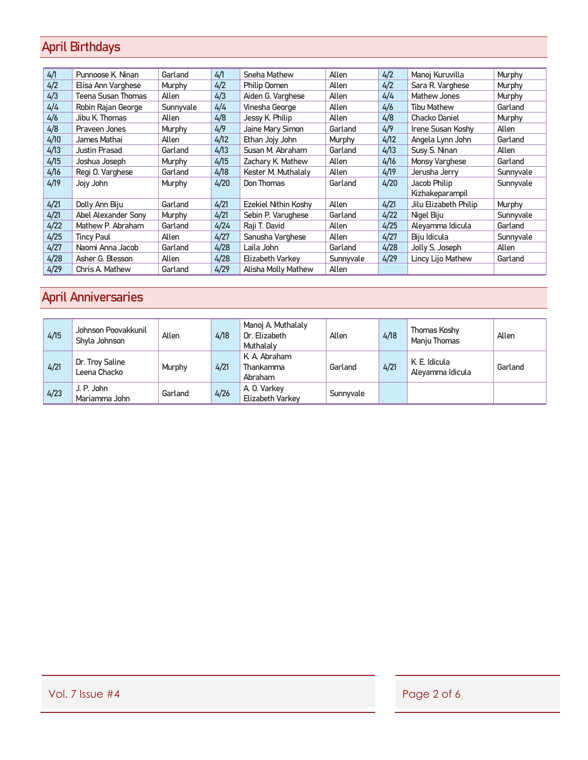## April Birthdays

| | | | | | | | | |
|---|---|---|---|---|---|---|---|---|
| 4/1 | Punnoose K. Ninan | Garland | 4/1 | Sneha Mathew | Allen | 4/2 | Manoj Kuruvilla | Murphy |
| 4/2 | Elisa Ann Varghese | Murphy | 4/2 | Philip Oomen | Allen | 4/2 | Sara R. Varghese | Murphy |
| 4/3 | Teena Susan Thomas | Allen | 4/3 | Aiden G. Varghese | Allen | 4/4 | Mathew Jones | Murphy |
| 4/4 | Robin Rajan George | Sunnyvale | 4/4 | Vinesha George | Allen | 4/6 | Tibu Mathew | Garland |
| 4/6 | Jibu K. Thomas | Allen | 4/8 | Jessy K. Philip | Allen | 4/8 | Chacko Daniel | Murphy |
| 4/8 | Praveen Jones | Murphy | 4/9 | Jaine Mary Simon | Garland | 4/9 | Irene Susan Koshy | Allen |
| 4/10 | James Mathai | Allen | 4/12 | Ethan Jojy John | Murphy | 4/12 | Angela Lynn John | Garland |
| 4/13 | Justin Prasad | Garland | 4/13 | Susan M. Abraham | Garland | 4/13 | Susy S. Ninan | Allen |
| 4/15 | Joshua Joseph | Murphy | 4/15 | Zachary K. Mathew | Allen | 4/16 | Monsy Varghese | Garland |
| 4/16 | Regi O. Varghese | Garland | 4/18 | Kester M. Muthalaly | Allen | 4/19 | Jerusha Jerry | Sunnyvale |
| 4/19 | Jojy John | Murphy | 4/20 | Don Thomas | Garland | 4/20 | Jacob Philip Kizhakeparampil | Sunnyvale |
| 4/21 | Dolly Ann Biju | Garland | 4/21 | Ezekiel Nithin Koshy | Allen | 4/21 | Jilu Elizabeth Philip | Murphy |
| 4/21 | Abel Alexander Sony | Murphy | 4/21 | Sebin P. Varughese | Garland | 4/22 | Nigel Biju | Sunnyvale |
| 4/22 | Mathew P. Abraham | Garland | 4/24 | Raji T. David | Allen | 4/25 | Aleyamma Idicula | Garland |
| 4/25 | Tincy Paul | Allen | 4/27 | Sanusha Varghese | Allen | 4/27 | Biju Idicula | Sunnyvale |
| 4/27 | Naomi Anna Jacob | Garland | 4/28 | Laila John | Garland | 4/28 | Jolly S. Joseph | Allen |
| 4/28 | Asher G. Blesson | Allen | 4/28 | Elizabeth Varkey | Sunnyvale | 4/29 | Lincy Lijo Mathew | Garland |
| 4/29 | Chris A. Mathew | Garland | 4/29 | Alisha Molly Mathew | Allen | | | |

## April Anniversaries

| | | | | | | | | |
|---|---|---|---|---|---|---|---|---|
| 4/15 | Johnson Poovakkunil<br>Shyla Johnson | Allen | 4/18 | Manoj A. Muthalaly<br>Dr. Elizabeth Muthalaly | Allen | 4/18 | Thomas Koshy<br>Manju Thomas | Allen |
| 4/21 | Dr. Troy Saline<br>Leena Chacko | Murphy | 4/21 | K. A. Abraham<br>Thankamma Abraham | Garland | 4/21 | K. E. Idicula<br>Aleyamma Idicula | Garland |
| 4/23 | J. P. John<br>Mariamma John | Garland | 4/26 | A. O. Varkey<br>Elizabeth Varkey | Sunnyvale | | | |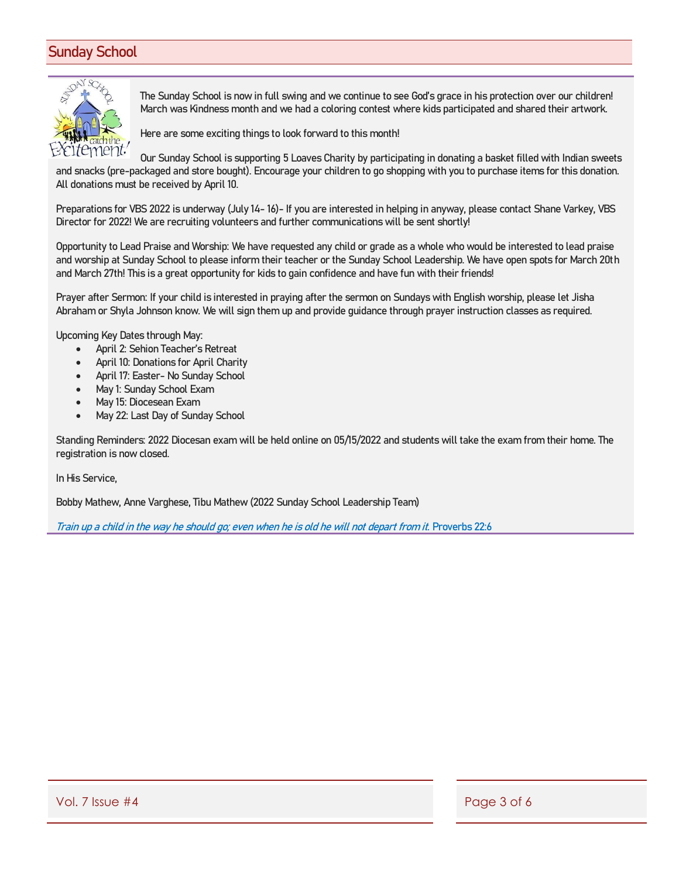## Sunday School

The Sunday School is now in full swing and we continue to see God's grace in his protection over our children! March was Kindness month and we had a coloring contest where kids participated and shared their artwork.

Here are some exciting things to look forward to this month!

Our Sunday School is supporting 5 Loaves Charity by participating in donating a basket filled with Indian sweets and snacks (pre-packaged and store bought). Encourage your children to go shopping with you to purchase items for this donation. All donations must be received by April 10.

Preparations for VBS 2022 is underway (July 14- 16)- If you are interested in helping in anyway, please contact Shane Varkey, VBS Director for 2022! We are recruiting volunteers and further communications will be sent shortly!

Opportunity to Lead Praise and Worship: We have requested any child or grade as a whole who would be interested to lead praise and worship at Sunday School to please inform their teacher or the Sunday School Leadership. We have open spots for March 20th and March 27th! This is a great opportunity for kids to gain confidence and have fun with their friends!

Prayer after Sermon: If your child is interested in praying after the sermon on Sundays with English worship, please let Jisha Abraham or Shyla Johnson know. We will sign them up and provide guidance through prayer instruction classes as required.

Upcoming Key Dates through May:

- April 2: Sehion Teacher's Retreat
- April 10: Donations for April Charity
- April 17: Easter- No Sunday School
- May 1: Sunday School Exam
- May 15: Diocesean Exam
- May 22: Last Day of Sunday School

Standing Reminders: 2022 Diocesan exam will be held online on 05/15/2022 and students will take the exam from their home. The registration is now closed.

In His Service,

Bobby Mathew, Anne Varghese, Tibu Mathew (2022 Sunday School Leadership Team)

*Train up a child in the way he should go; even when he is old he will not depart from it.* Proverbs 22:6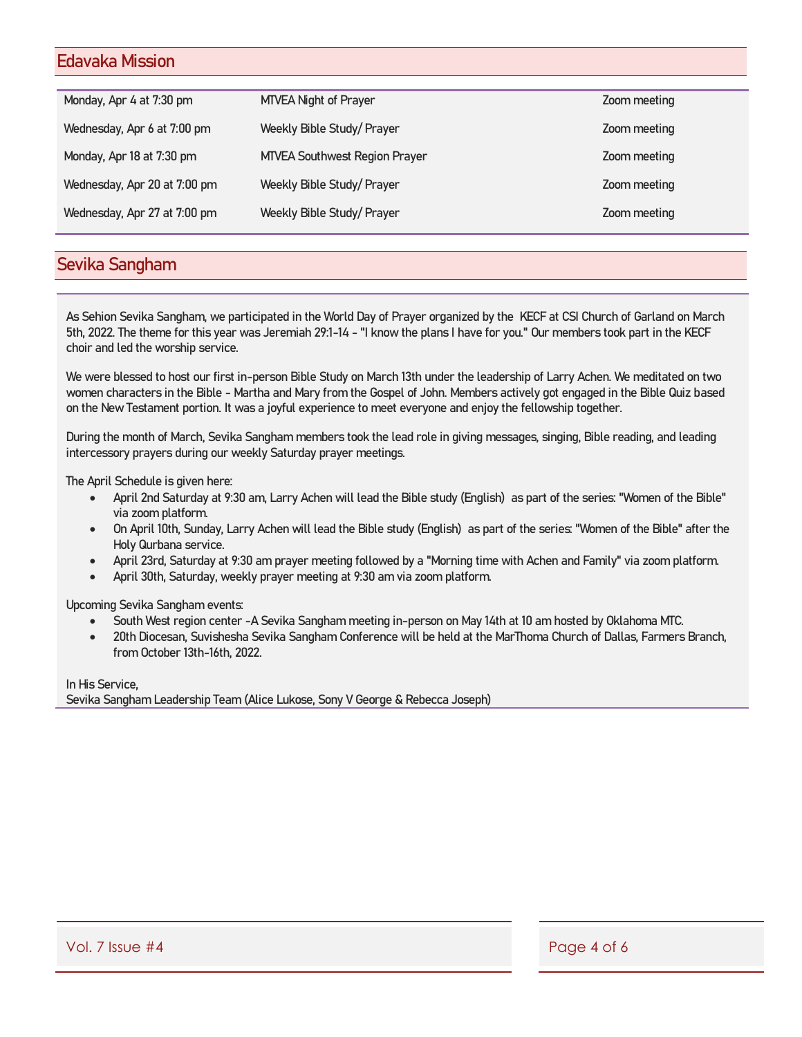## Edavaka Mission

| | | |
|---|---|---|
| Monday, Apr 4 at 7:30 pm | MTVEA Night of Prayer | Zoom meeting |
| Wednesday, Apr 6 at 7:00 pm | Weekly Bible Study/ Prayer | Zoom meeting |
| Monday, Apr 18 at 7:30 pm | MTVEA Southwest Region Prayer | Zoom meeting |
| Wednesday, Apr 20 at 7:00 pm | Weekly Bible Study/ Prayer | Zoom meeting |
| Wednesday, Apr 27 at 7:00 pm | Weekly Bible Study/ Prayer | Zoom meeting |

## Sevika Sangham

As Sehion Sevika Sangham, we participated in the World Day of Prayer organized by the KECF at CSI Church of Garland on March 5th, 2022. The theme for this year was Jeremiah 29:1-14 - "I know the plans I have for you." Our members took part in the KECF choir and led the worship service.

We were blessed to host our first in-person Bible Study on March 13th under the leadership of Larry Achen. We meditated on two women characters in the Bible - Martha and Mary from the Gospel of John. Members actively got engaged in the Bible Quiz based on the New Testament portion. It was a joyful experience to meet everyone and enjoy the fellowship together.

During the month of March, Sevika Sangham members took the lead role in giving messages, singing, Bible reading, and leading intercessory prayers during our weekly Saturday prayer meetings.

The April Schedule is given here:

- April 2nd Saturday at 9:30 am, Larry Achen will lead the Bible study (English) as part of the series: "Women of the Bible" via zoom platform.
- On April 10th, Sunday, Larry Achen will lead the Bible study (English) as part of the series: "Women of the Bible" after the Holy Qurbana service.
- April 23rd, Saturday at 9:30 am prayer meeting followed by a "Morning time with Achen and Family" via zoom platform.
- April 30th, Saturday, weekly prayer meeting at 9:30 am via zoom platform.

Upcoming Sevika Sangham events:

- South West region center -A Sevika Sangham meeting in-person on May 14th at 10 am hosted by Oklahoma MTC.
- 20th Diocesan, Suvishesha Sevika Sangham Conference will be held at the MarThoma Church of Dallas, Farmers Branch, from October 13th-16th, 2022.

In His Service,
Sevika Sangham Leadership Team (Alice Lukose, Sony V George & Rebecca Joseph)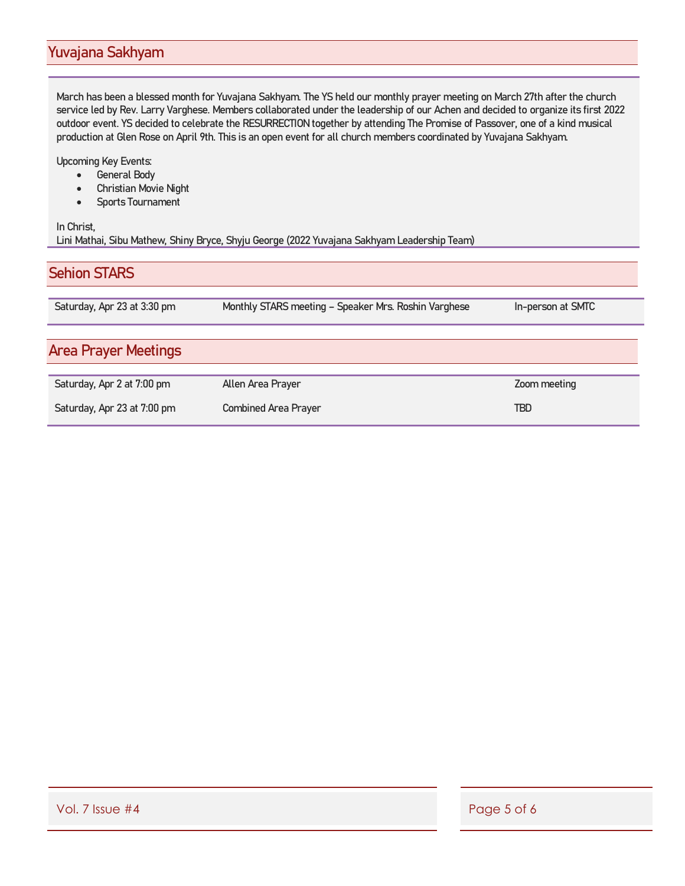## Yuvajana Sakhyam

March has been a blessed month for Yuvajana Sakhyam. The YS held our monthly prayer meeting on March 27th after the church service led by Rev. Larry Varghese. Members collaborated under the leadership of our Achen and decided to organize its first 2022 outdoor event. YS decided to celebrate the RESURRECTION together by attending The Promise of Passover, one of a kind musical production at Glen Rose on April 9th. This is an open event for all church members coordinated by Yuvajana Sakhyam.

Upcoming Key Events:

- General Body
- Christian Movie Night
- Sports Tournament

In Christ,
Lini Mathai, Sibu Mathew, Shiny Bryce, Shyju George (2022 Yuvajana Sakhyam Leadership Team)

## Sehion STARS

| | | |
|---|---|---|
| Saturday, Apr 23 at 3:30 pm | Monthly STARS meeting – Speaker Mrs. Roshin Varghese | In-person at SMTC |

## Area Prayer Meetings

| | | |
|---|---|---|
| Saturday, Apr 2 at 7:00 pm | Allen Area Prayer | Zoom meeting |
| Saturday, Apr 23 at 7:00 pm | Combined Area Prayer | TBD |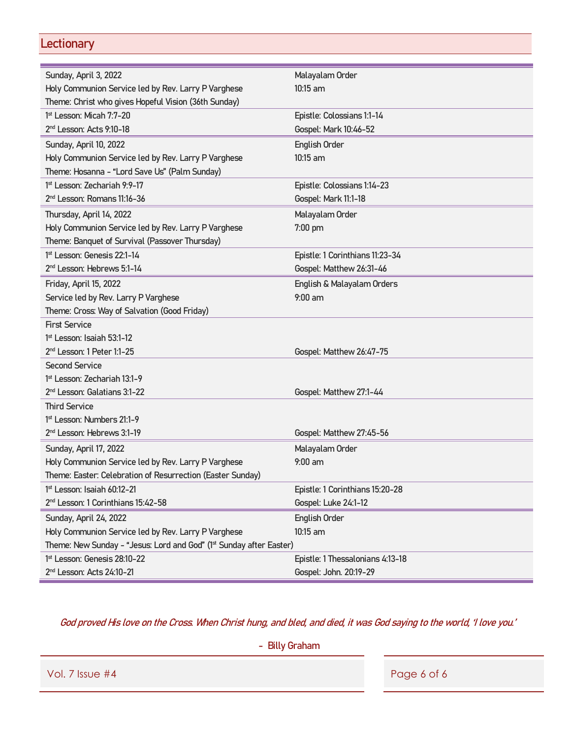## Lectionary

| | |
|---|---|
| Sunday, April 3, 2022 | Malayalam Order |
| Holy Communion Service led by Rev. Larry P Varghese | 10:15 am |
| Theme: Christ who gives Hopeful Vision (36th Sunday) | |
| 1st Lesson: Micah 7:7-20 | Epistle: Colossians 1:1-14 |
| 2nd Lesson: Acts 9:10-18 | Gospel: Mark 10:46-52 |
| Sunday, April 10, 2022 | English Order |
| Holy Communion Service led by Rev. Larry P Varghese | 10:15 am |
| Theme: Hosanna - "Lord Save Us" (Palm Sunday) | |
| 1st Lesson: Zechariah 9:9-17 | Epistle: Colossians 1:14-23 |
| 2nd Lesson: Romans 11:16-36 | Gospel: Mark 11:1-18 |
| Thursday, April 14, 2022 | Malayalam Order |
| Holy Communion Service led by Rev. Larry P Varghese | 7:00 pm |
| Theme: Banquet of Survival (Passover Thursday) | |
| 1st Lesson: Genesis 22:1-14 | Epistle: 1 Corinthians 11:23-34 |
| 2nd Lesson: Hebrews 5:1-14 | Gospel: Matthew 26:31-46 |
| Friday, April 15, 2022 | English & Malayalam Orders |
| Service led by Rev. Larry P Varghese | 9:00 am |
| Theme: Cross: Way of Salvation (Good Friday) | |
| First Service | |
| 1st Lesson: Isaiah 53:1-12 | |
| 2nd Lesson: 1 Peter 1:1-25 | Gospel: Matthew 26:47-75 |
| Second Service | |
| 1st Lesson: Zechariah 13:1-9 | |
| 2nd Lesson: Galatians 3:1-22 | Gospel: Matthew 27:1-44 |
| Third Service | |
| 1st Lesson: Numbers 21:1-9 | |
| 2nd Lesson: Hebrews 3:1-19 | Gospel: Matthew 27:45-56 |
| Sunday, April 17, 2022 | Malayalam Order |
| Holy Communion Service led by Rev. Larry P Varghese | 9:00 am |
| Theme: Easter: Celebration of Resurrection (Easter Sunday) | |
| 1st Lesson: Isaiah 60:12-21 | Epistle: 1 Corinthians 15:20-28 |
| 2nd Lesson: 1 Corinthians 15:42-58 | Gospel: Luke 24:1-12 |
| Sunday, April 24, 2022 | English Order |
| Holy Communion Service led by Rev. Larry P Varghese | 10:15 am |
| Theme: New Sunday - "Jesus: Lord and God" (1st Sunday after Easter) | |
| 1st Lesson: Genesis 28:10-22 | Epistle: 1 Thessalonians 4:13-18 |
| 2nd Lesson: Acts 24:10-21 | Gospel: John. 20:19-29 |

*God proved His love on the Cross. When Christ hung, and bled, and died, it was God saying to the world, 'I love you.'*

\- Billy Graham